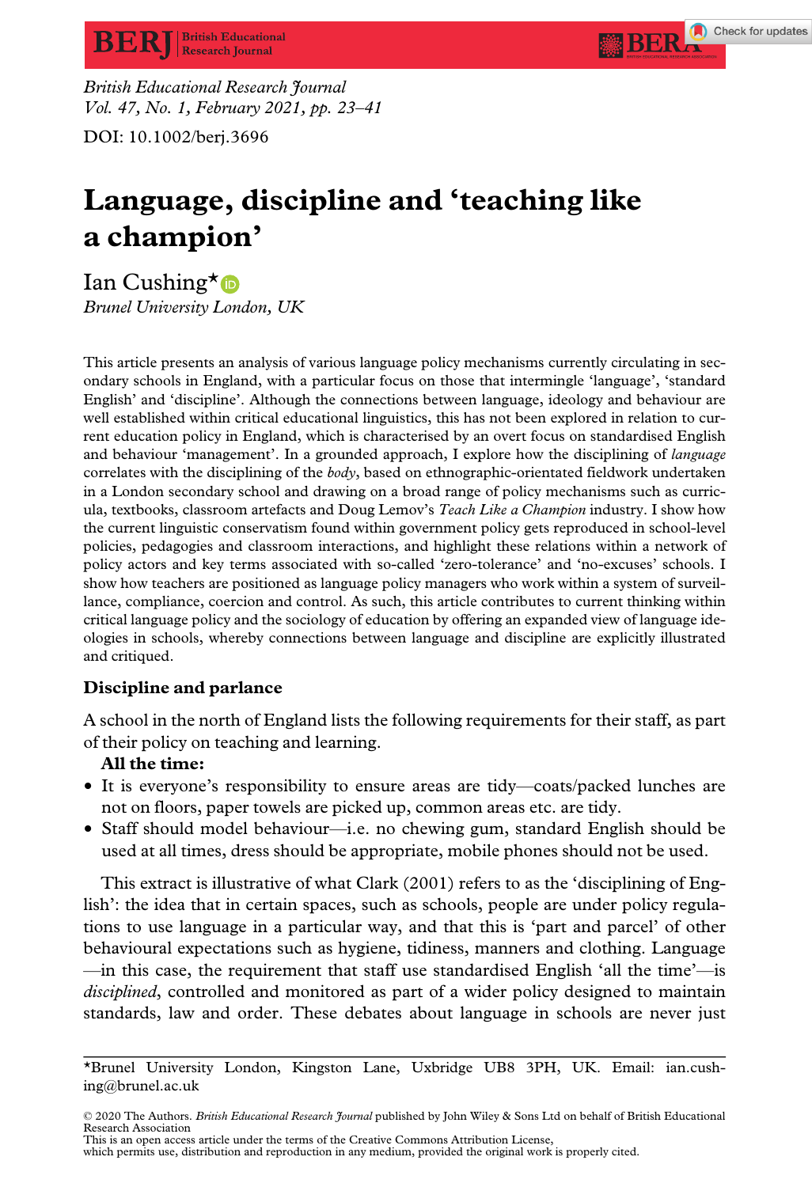British Educational Research Journal
Vol. 47, No. 1, February 2021, pp. 23–41

DOI: 10.1002/berj.3696

# Language, discipline and 'teaching like a champion'

Ian Cushing*
*Brunel University London, UK*

This article presents an analysis of various language policy mechanisms currently circulating in secondary schools in England, with a particular focus on those that intermingle 'language', 'standard English' and 'discipline'. Although the connections between language, ideology and behaviour are well established within critical educational linguistics, this has not been explored in relation to current education policy in England, which is characterised by an overt focus on standardised English and behaviour 'management'. In a grounded approach, I explore how the disciplining of *language* correlates with the disciplining of the *body*, based on ethnographic-orientated fieldwork undertaken in a London secondary school and drawing on a broad range of policy mechanisms such as curricula, textbooks, classroom artefacts and Doug Lemov's *Teach Like a Champion* industry. I show how the current linguistic conservatism found within government policy gets reproduced in school-level policies, pedagogies and classroom interactions, and highlight these relations within a network of policy actors and key terms associated with so-called 'zero-tolerance' and 'no-excuses' schools. I show how teachers are positioned as language policy managers who work within a system of surveillance, compliance, coercion and control. As such, this article contributes to current thinking within critical language policy and the sociology of education by offering an expanded view of language ideologies in schools, whereby connections between language and discipline are explicitly illustrated and critiqued.

## Discipline and parlance

A school in the north of England lists the following requirements for their staff, as part of their policy on teaching and learning.

**All the time:**

- It is everyone's responsibility to ensure areas are tidy—coats/packed lunches are not on floors, paper towels are picked up, common areas etc. are tidy.
- Staff should model behaviour—i.e. no chewing gum, standard English should be used at all times, dress should be appropriate, mobile phones should not be used.

This extract is illustrative of what Clark (2001) refers to as the 'disciplining of English': the idea that in certain spaces, such as schools, people are under policy regulations to use language in a particular way, and that this is 'part and parcel' of other behavioural expectations such as hygiene, tidiness, manners and clothing. Language—in this case, the requirement that staff use standardised English 'all the time'—is *disciplined*, controlled and monitored as part of a wider policy designed to maintain standards, law and order. These debates about language in schools are never just

*Brunel University London, Kingston Lane, Uxbridge UB8 3PH, UK. Email: ian.cushing@brunel.ac.uk

© 2020 The Authors. *British Educational Research Journal* published by John Wiley & Sons Ltd on behalf of British Educational Research Association
This is an open access article under the terms of the Creative Commons Attribution License, which permits use, distribution and reproduction in any medium, provided the original work is properly cited.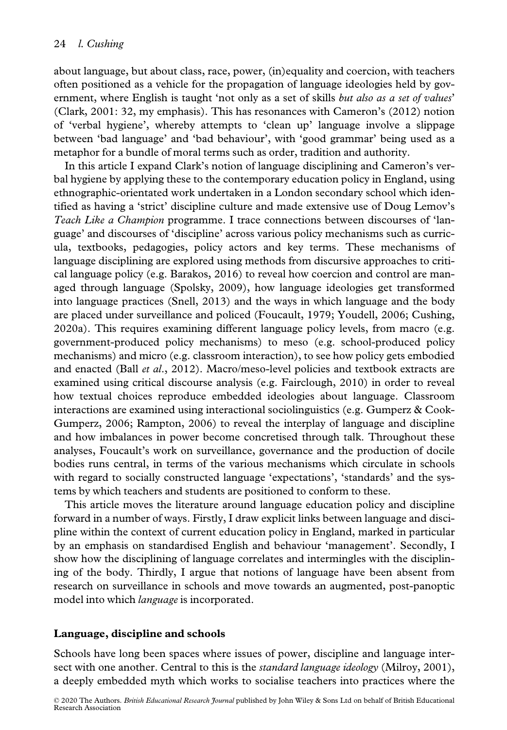about language, but about class, race, power, (in)equality and coercion, with teachers often positioned as a vehicle for the propagation of language ideologies held by government, where English is taught 'not only as a set of skills *but also as a set of values*' (Clark, 2001: 32, my emphasis). This has resonances with Cameron's (2012) notion of 'verbal hygiene', whereby attempts to 'clean up' language involve a slippage between 'bad language' and 'bad behaviour', with 'good grammar' being used as a metaphor for a bundle of moral terms such as order, tradition and authority.

In this article I expand Clark's notion of language disciplining and Cameron's verbal hygiene by applying these to the contemporary education policy in England, using ethnographic-orientated work undertaken in a London secondary school which identified as having a 'strict' discipline culture and made extensive use of Doug Lemov's *Teach Like a Champion* programme. I trace connections between discourses of 'language' and discourses of 'discipline' across various policy mechanisms such as curricula, textbooks, pedagogies, policy actors and key terms. These mechanisms of language disciplining are explored using methods from discursive approaches to critical language policy (e.g. Barakos, 2016) to reveal how coercion and control are managed through language (Spolsky, 2009), how language ideologies get transformed into language practices (Snell, 2013) and the ways in which language and the body are placed under surveillance and policed (Foucault, 1979; Youdell, 2006; Cushing, 2020a). This requires examining different language policy levels, from macro (e.g. government-produced policy mechanisms) to meso (e.g. school-produced policy mechanisms) and micro (e.g. classroom interaction), to see how policy gets embodied and enacted (Ball *et al*., 2012). Macro/meso-level policies and textbook extracts are examined using critical discourse analysis (e.g. Fairclough, 2010) in order to reveal how textual choices reproduce embedded ideologies about language. Classroom interactions are examined using interactional sociolinguistics (e.g. Gumperz & Cook-Gumperz, 2006; Rampton, 2006) to reveal the interplay of language and discipline and how imbalances in power become concretised through talk. Throughout these analyses, Foucault's work on surveillance, governance and the production of docile bodies runs central, in terms of the various mechanisms which circulate in schools with regard to socially constructed language 'expectations', 'standards' and the systems by which teachers and students are positioned to conform to these.

This article moves the literature around language education policy and discipline forward in a number of ways. Firstly, I draw explicit links between language and discipline within the context of current education policy in England, marked in particular by an emphasis on standardised English and behaviour 'management'. Secondly, I show how the disciplining of language correlates and intermingles with the disciplining of the body. Thirdly, I argue that notions of language have been absent from research on surveillance in schools and move towards an augmented, post-panoptic model into which *language* is incorporated.

## Language, discipline and schools

Schools have long been spaces where issues of power, discipline and language intersect with one another. Central to this is the *standard language ideology* (Milroy, 2001), a deeply embedded myth which works to socialise teachers into practices where the

© 2020 The Authors. *British Educational Research Journal* published by John Wiley & Sons Ltd on behalf of British Educational Research Association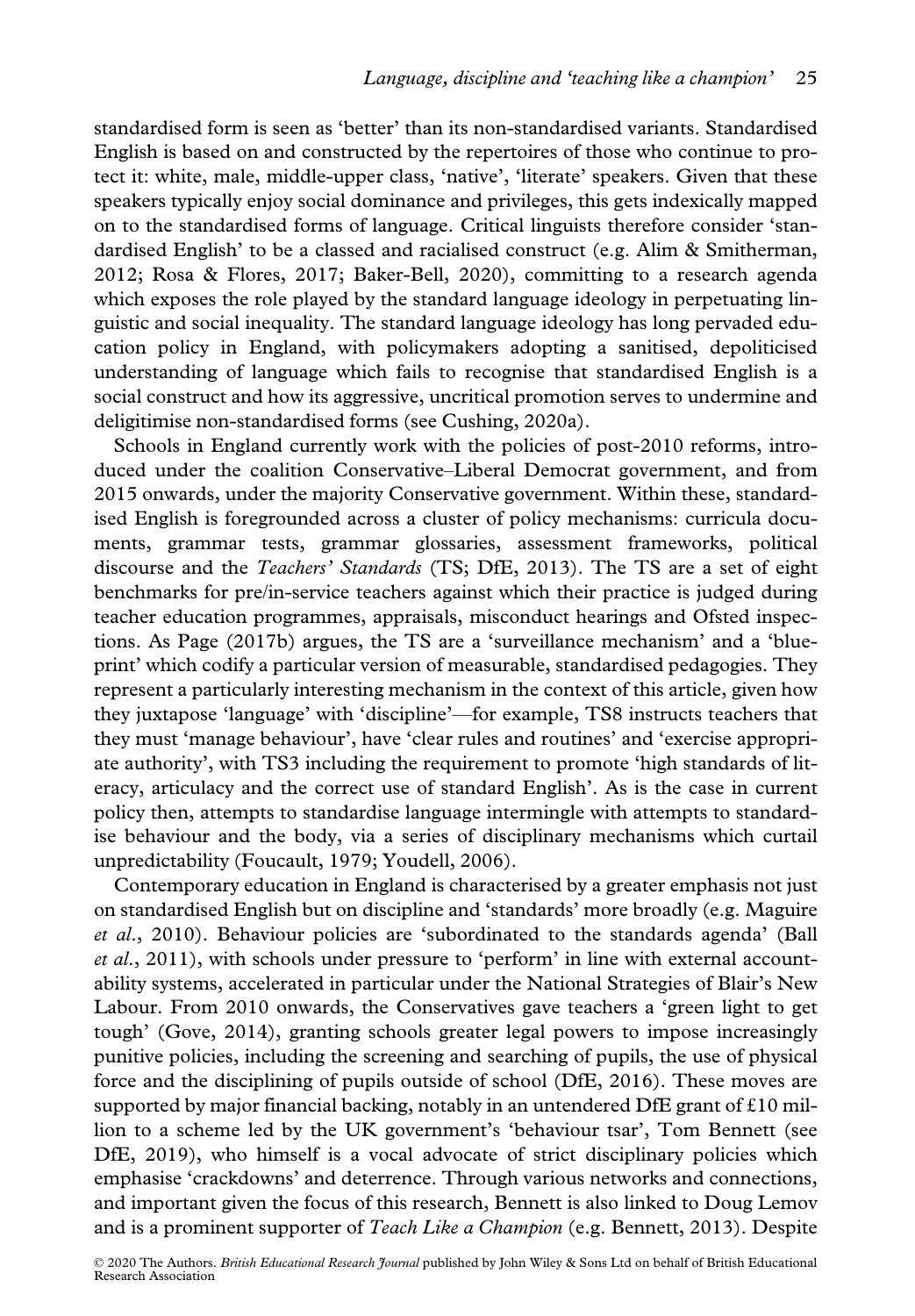standardised form is seen as 'better' than its non-standardised variants. Standardised English is based on and constructed by the repertoires of those who continue to protect it: white, male, middle-upper class, 'native', 'literate' speakers. Given that these speakers typically enjoy social dominance and privileges, this gets indexically mapped on to the standardised forms of language. Critical linguists therefore consider 'standardised English' to be a classed and racialised construct (e.g. Alim & Smitherman, 2012; Rosa & Flores, 2017; Baker-Bell, 2020), committing to a research agenda which exposes the role played by the standard language ideology in perpetuating linguistic and social inequality. The standard language ideology has long pervaded education policy in England, with policymakers adopting a sanitised, depoliticised understanding of language which fails to recognise that standardised English is a social construct and how its aggressive, uncritical promotion serves to undermine and deligitimise non-standardised forms (see Cushing, 2020a).

Schools in England currently work with the policies of post-2010 reforms, introduced under the coalition Conservative–Liberal Democrat government, and from 2015 onwards, under the majority Conservative government. Within these, standardised English is foregrounded across a cluster of policy mechanisms: curricula documents, grammar tests, grammar glossaries, assessment frameworks, political discourse and the *Teachers' Standards* (TS; DfE, 2013). The TS are a set of eight benchmarks for pre/in-service teachers against which their practice is judged during teacher education programmes, appraisals, misconduct hearings and Ofsted inspections. As Page (2017b) argues, the TS are a 'surveillance mechanism' and a 'blueprint' which codify a particular version of measurable, standardised pedagogies. They represent a particularly interesting mechanism in the context of this article, given how they juxtapose 'language' with 'discipline'—for example, TS8 instructs teachers that they must 'manage behaviour', have 'clear rules and routines' and 'exercise appropriate authority', with TS3 including the requirement to promote 'high standards of literacy, articulacy and the correct use of standard English'. As is the case in current policy then, attempts to standardise language intermingle with attempts to standardise behaviour and the body, via a series of disciplinary mechanisms which curtail unpredictability (Foucault, 1979; Youdell, 2006).

Contemporary education in England is characterised by a greater emphasis not just on standardised English but on discipline and 'standards' more broadly (e.g. Maguire *et al*., 2010). Behaviour policies are 'subordinated to the standards agenda' (Ball *et al*., 2011), with schools under pressure to 'perform' in line with external accountability systems, accelerated in particular under the National Strategies of Blair's New Labour. From 2010 onwards, the Conservatives gave teachers a 'green light to get tough' (Gove, 2014), granting schools greater legal powers to impose increasingly punitive policies, including the screening and searching of pupils, the use of physical force and the disciplining of pupils outside of school (DfE, 2016). These moves are supported by major financial backing, notably in an untendered DfE grant of £10 million to a scheme led by the UK government's 'behaviour tsar', Tom Bennett (see DfE, 2019), who himself is a vocal advocate of strict disciplinary policies which emphasise 'crackdowns' and deterrence. Through various networks and connections, and important given the focus of this research, Bennett is also linked to Doug Lemov and is a prominent supporter of *Teach Like a Champion* (e.g. Bennett, 2013). Despite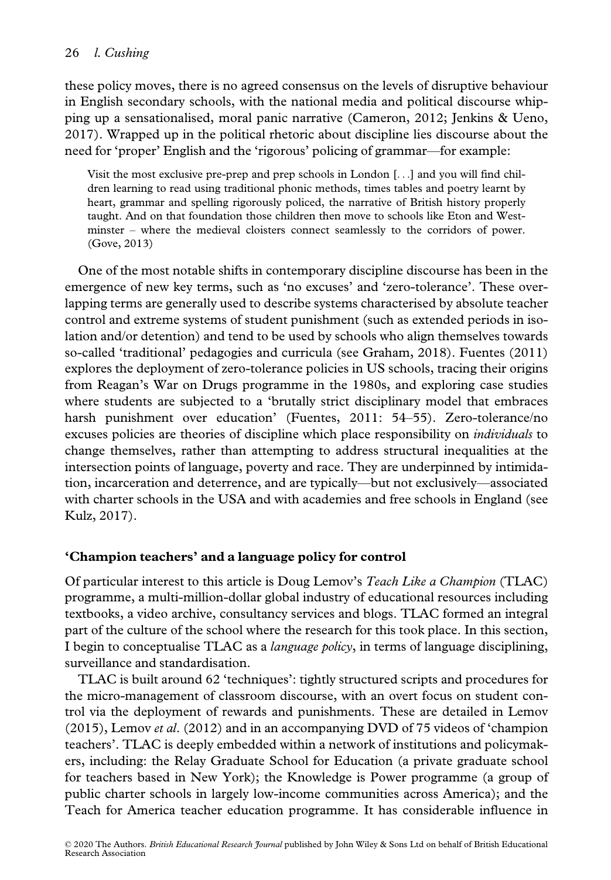these policy moves, there is no agreed consensus on the levels of disruptive behaviour in English secondary schools, with the national media and political discourse whipping up a sensationalised, moral panic narrative (Cameron, 2012; Jenkins & Ueno, 2017). Wrapped up in the political rhetoric about discipline lies discourse about the need for 'proper' English and the 'rigorous' policing of grammar—for example:

> Visit the most exclusive pre-prep and prep schools in London [. . .] and you will find children learning to read using traditional phonic methods, times tables and poetry learnt by heart, grammar and spelling rigorously policed, the narrative of British history properly taught. And on that foundation those children then move to schools like Eton and Westminster – where the medieval cloisters connect seamlessly to the corridors of power. (Gove, 2013)

One of the most notable shifts in contemporary discipline discourse has been in the emergence of new key terms, such as 'no excuses' and 'zero-tolerance'. These overlapping terms are generally used to describe systems characterised by absolute teacher control and extreme systems of student punishment (such as extended periods in isolation and/or detention) and tend to be used by schools who align themselves towards so-called 'traditional' pedagogies and curricula (see Graham, 2018). Fuentes (2011) explores the deployment of zero-tolerance policies in US schools, tracing their origins from Reagan's War on Drugs programme in the 1980s, and exploring case studies where students are subjected to a 'brutally strict disciplinary model that embraces harsh punishment over education' (Fuentes, 2011: 54–55). Zero-tolerance/no excuses policies are theories of discipline which place responsibility on *individuals* to change themselves, rather than attempting to address structural inequalities at the intersection points of language, poverty and race. They are underpinned by intimidation, incarceration and deterrence, and are typically—but not exclusively—associated with charter schools in the USA and with academies and free schools in England (see Kulz, 2017).

## 'Champion teachers' and a language policy for control

Of particular interest to this article is Doug Lemov's *Teach Like a Champion* (TLAC) programme, a multi-million-dollar global industry of educational resources including textbooks, a video archive, consultancy services and blogs. TLAC formed an integral part of the culture of the school where the research for this took place. In this section, I begin to conceptualise TLAC as a *language policy*, in terms of language disciplining, surveillance and standardisation.

TLAC is built around 62 'techniques': tightly structured scripts and procedures for the micro-management of classroom discourse, with an overt focus on student control via the deployment of rewards and punishments. These are detailed in Lemov (2015), Lemov *et al*. (2012) and in an accompanying DVD of 75 videos of 'champion teachers'. TLAC is deeply embedded within a network of institutions and policymakers, including: the Relay Graduate School for Education (a private graduate school for teachers based in New York); the Knowledge is Power programme (a group of public charter schools in largely low-income communities across America); and the Teach for America teacher education programme. It has considerable influence in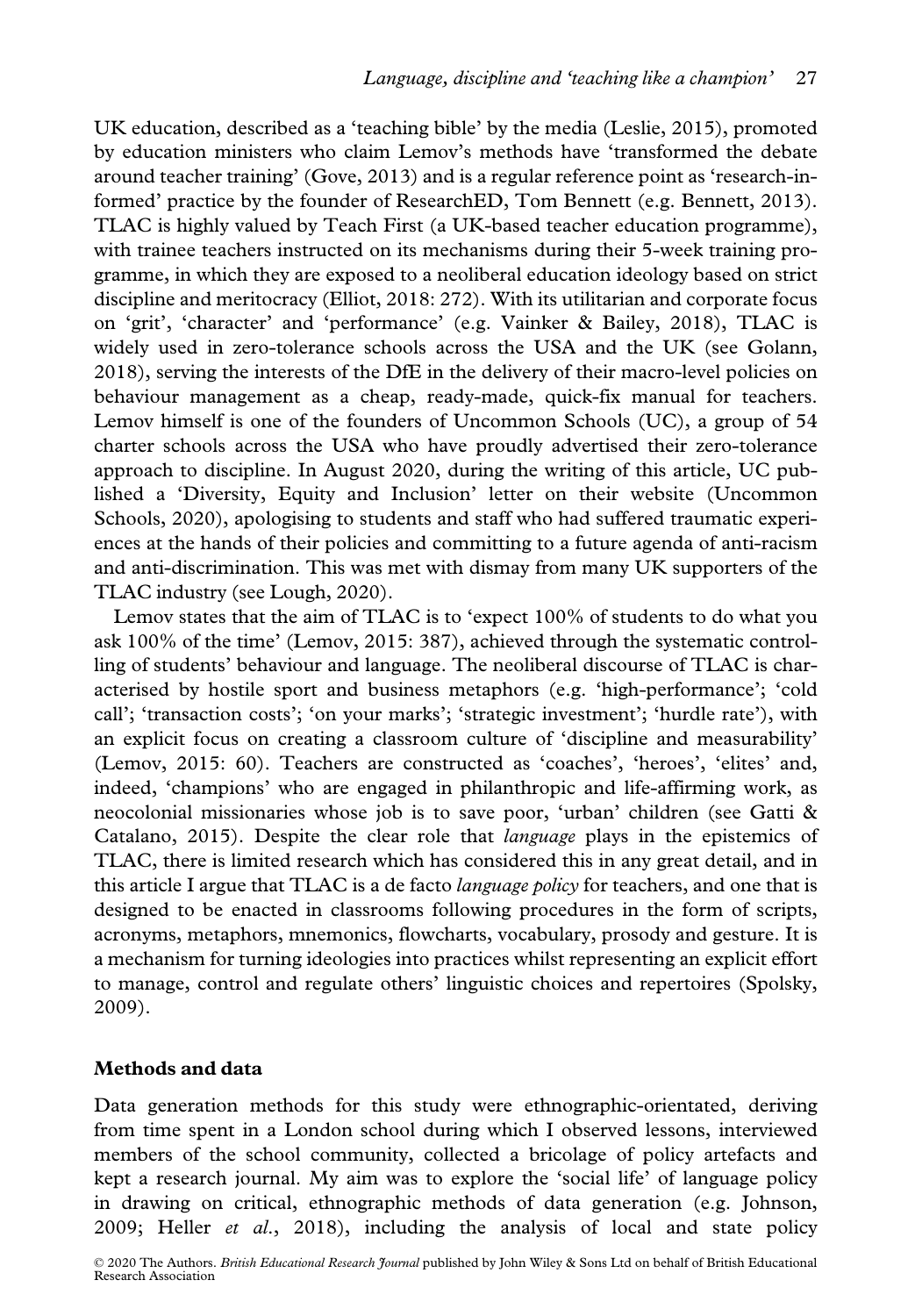UK education, described as a 'teaching bible' by the media (Leslie, 2015), promoted by education ministers who claim Lemov's methods have 'transformed the debate around teacher training' (Gove, 2013) and is a regular reference point as 'research-informed' practice by the founder of ResearchED, Tom Bennett (e.g. Bennett, 2013). TLAC is highly valued by Teach First (a UK-based teacher education programme), with trainee teachers instructed on its mechanisms during their 5-week training programme, in which they are exposed to a neoliberal education ideology based on strict discipline and meritocracy (Elliot, 2018: 272). With its utilitarian and corporate focus on 'grit', 'character' and 'performance' (e.g. Vainker & Bailey, 2018), TLAC is widely used in zero-tolerance schools across the USA and the UK (see Golann, 2018), serving the interests of the DfE in the delivery of their macro-level policies on behaviour management as a cheap, ready-made, quick-fix manual for teachers. Lemov himself is one of the founders of Uncommon Schools (UC), a group of 54 charter schools across the USA who have proudly advertised their zero-tolerance approach to discipline. In August 2020, during the writing of this article, UC published a 'Diversity, Equity and Inclusion' letter on their website (Uncommon Schools, 2020), apologising to students and staff who had suffered traumatic experiences at the hands of their policies and committing to a future agenda of anti-racism and anti-discrimination. This was met with dismay from many UK supporters of the TLAC industry (see Lough, 2020).

Lemov states that the aim of TLAC is to 'expect 100% of students to do what you ask 100% of the time' (Lemov, 2015: 387), achieved through the systematic controlling of students' behaviour and language. The neoliberal discourse of TLAC is characterised by hostile sport and business metaphors (e.g. 'high-performance'; 'cold call'; 'transaction costs'; 'on your marks'; 'strategic investment'; 'hurdle rate'), with an explicit focus on creating a classroom culture of 'discipline and measurability' (Lemov, 2015: 60). Teachers are constructed as 'coaches', 'heroes', 'elites' and, indeed, 'champions' who are engaged in philanthropic and life-affirming work, as neocolonial missionaries whose job is to save poor, 'urban' children (see Gatti & Catalano, 2015). Despite the clear role that *language* plays in the epistemics of TLAC, there is limited research which has considered this in any great detail, and in this article I argue that TLAC is a de facto *language policy* for teachers, and one that is designed to be enacted in classrooms following procedures in the form of scripts, acronyms, metaphors, mnemonics, flowcharts, vocabulary, prosody and gesture. It is a mechanism for turning ideologies into practices whilst representing an explicit effort to manage, control and regulate others' linguistic choices and repertoires (Spolsky, 2009).

## Methods and data

Data generation methods for this study were ethnographic-orientated, deriving from time spent in a London school during which I observed lessons, interviewed members of the school community, collected a bricolage of policy artefacts and kept a research journal. My aim was to explore the 'social life' of language policy in drawing on critical, ethnographic methods of data generation (e.g. Johnson, 2009; Heller *et al.*, 2018), including the analysis of local and state policy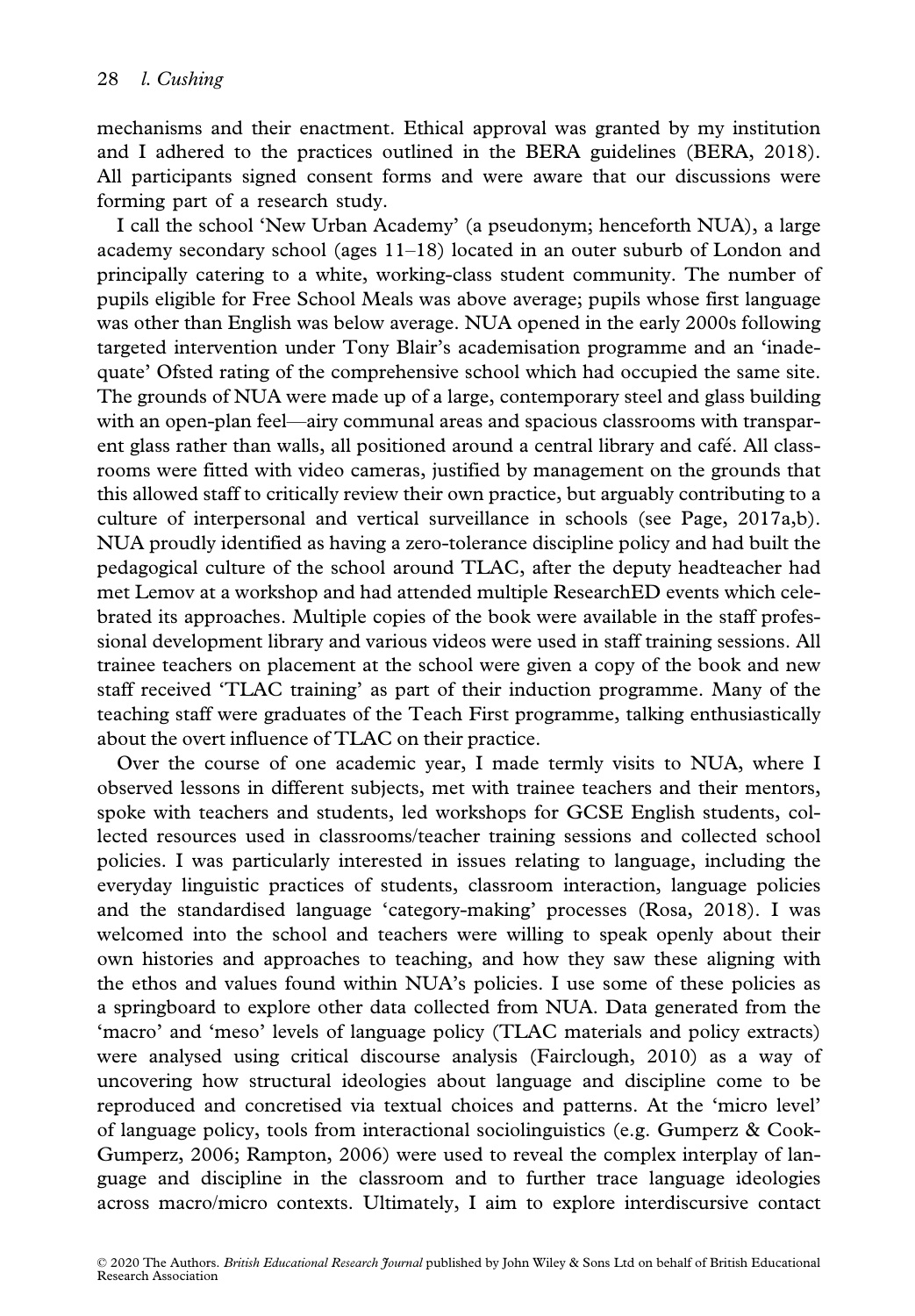mechanisms and their enactment. Ethical approval was granted by my institution and I adhered to the practices outlined in the BERA guidelines (BERA, 2018). All participants signed consent forms and were aware that our discussions were forming part of a research study.

I call the school 'New Urban Academy' (a pseudonym; henceforth NUA), a large academy secondary school (ages 11–18) located in an outer suburb of London and principally catering to a white, working-class student community. The number of pupils eligible for Free School Meals was above average; pupils whose first language was other than English was below average. NUA opened in the early 2000s following targeted intervention under Tony Blair's academisation programme and an 'inadequate' Ofsted rating of the comprehensive school which had occupied the same site. The grounds of NUA were made up of a large, contemporary steel and glass building with an open-plan feel—airy communal areas and spacious classrooms with transparent glass rather than walls, all positioned around a central library and café. All classrooms were fitted with video cameras, justified by management on the grounds that this allowed staff to critically review their own practice, but arguably contributing to a culture of interpersonal and vertical surveillance in schools (see Page, 2017a,b). NUA proudly identified as having a zero-tolerance discipline policy and had built the pedagogical culture of the school around TLAC, after the deputy headteacher had met Lemov at a workshop and had attended multiple ResearchED events which celebrated its approaches. Multiple copies of the book were available in the staff professional development library and various videos were used in staff training sessions. All trainee teachers on placement at the school were given a copy of the book and new staff received 'TLAC training' as part of their induction programme. Many of the teaching staff were graduates of the Teach First programme, talking enthusiastically about the overt influence of TLAC on their practice.

Over the course of one academic year, I made termly visits to NUA, where I observed lessons in different subjects, met with trainee teachers and their mentors, spoke with teachers and students, led workshops for GCSE English students, collected resources used in classrooms/teacher training sessions and collected school policies. I was particularly interested in issues relating to language, including the everyday linguistic practices of students, classroom interaction, language policies and the standardised language 'category-making' processes (Rosa, 2018). I was welcomed into the school and teachers were willing to speak openly about their own histories and approaches to teaching, and how they saw these aligning with the ethos and values found within NUA's policies. I use some of these policies as a springboard to explore other data collected from NUA. Data generated from the 'macro' and 'meso' levels of language policy (TLAC materials and policy extracts) were analysed using critical discourse analysis (Fairclough, 2010) as a way of uncovering how structural ideologies about language and discipline come to be reproduced and concretised via textual choices and patterns. At the 'micro level' of language policy, tools from interactional sociolinguistics (e.g. Gumperz & Cook-Gumperz, 2006; Rampton, 2006) were used to reveal the complex interplay of language and discipline in the classroom and to further trace language ideologies across macro/micro contexts. Ultimately, I aim to explore interdiscursive contact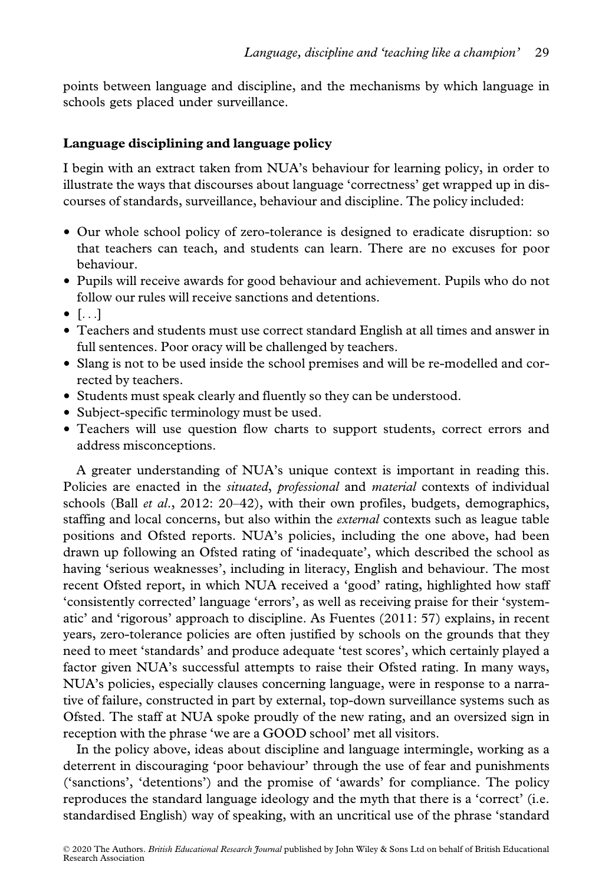points between language and discipline, and the mechanisms by which language in schools gets placed under surveillance.

## Language disciplining and language policy

I begin with an extract taken from NUA's behaviour for learning policy, in order to illustrate the ways that discourses about language 'correctness' get wrapped up in discourses of standards, surveillance, behaviour and discipline. The policy included:

- Our whole school policy of zero-tolerance is designed to eradicate disruption: so that teachers can teach, and students can learn. There are no excuses for poor behaviour.
- Pupils will receive awards for good behaviour and achievement. Pupils who do not follow our rules will receive sanctions and detentions.
- [...]
- Teachers and students must use correct standard English at all times and answer in full sentences. Poor oracy will be challenged by teachers.
- Slang is not to be used inside the school premises and will be re-modelled and corrected by teachers.
- Students must speak clearly and fluently so they can be understood.
- Subject-specific terminology must be used.
- Teachers will use question flow charts to support students, correct errors and address misconceptions.

A greater understanding of NUA's unique context is important in reading this. Policies are enacted in the *situated*, *professional* and *material* contexts of individual schools (Ball *et al*., 2012: 20–42), with their own profiles, budgets, demographics, staffing and local concerns, but also within the *external* contexts such as league table positions and Ofsted reports. NUA's policies, including the one above, had been drawn up following an Ofsted rating of 'inadequate', which described the school as having 'serious weaknesses', including in literacy, English and behaviour. The most recent Ofsted report, in which NUA received a 'good' rating, highlighted how staff 'consistently corrected' language 'errors', as well as receiving praise for their 'systematic' and 'rigorous' approach to discipline. As Fuentes (2011: 57) explains, in recent years, zero-tolerance policies are often justified by schools on the grounds that they need to meet 'standards' and produce adequate 'test scores', which certainly played a factor given NUA's successful attempts to raise their Ofsted rating. In many ways, NUA's policies, especially clauses concerning language, were in response to a narrative of failure, constructed in part by external, top-down surveillance systems such as Ofsted. The staff at NUA spoke proudly of the new rating, and an oversized sign in reception with the phrase 'we are a GOOD school' met all visitors.

In the policy above, ideas about discipline and language intermingle, working as a deterrent in discouraging 'poor behaviour' through the use of fear and punishments ('sanctions', 'detentions') and the promise of 'awards' for compliance. The policy reproduces the standard language ideology and the myth that there is a 'correct' (i.e. standardised English) way of speaking, with an uncritical use of the phrase 'standard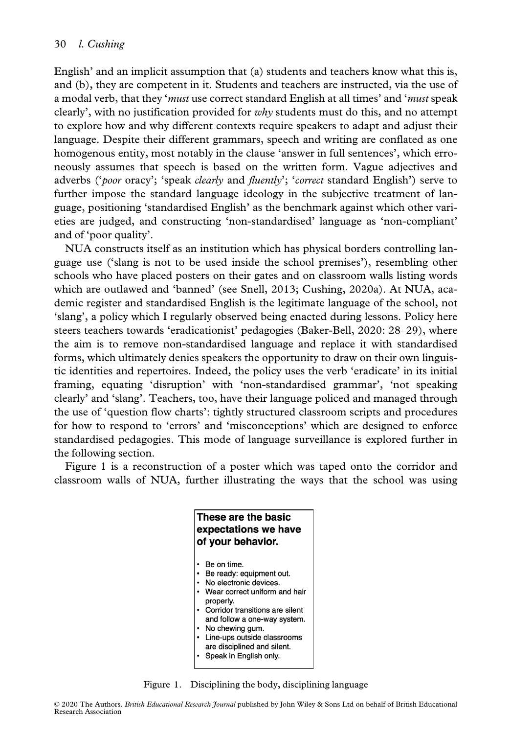English' and an implicit assumption that (a) students and teachers know what this is, and (b), they are competent in it. Students and teachers are instructed, via the use of a modal verb, that they '*must* use correct standard English at all times' and '*must* speak clearly', with no justification provided for *why* students must do this, and no attempt to explore how and why different contexts require speakers to adapt and adjust their language. Despite their different grammars, speech and writing are conflated as one homogenous entity, most notably in the clause 'answer in full sentences', which erroneously assumes that speech is based on the written form. Vague adjectives and adverbs ('*poor* oracy'; 'speak *clearly* and *fluently*'; '*correct* standard English') serve to further impose the standard language ideology in the subjective treatment of language, positioning 'standardised English' as the benchmark against which other varieties are judged, and constructing 'non-standardised' language as 'non-compliant' and of 'poor quality'.

NUA constructs itself as an institution which has physical borders controlling language use ('slang is not to be used inside the school premises'), resembling other schools who have placed posters on their gates and on classroom walls listing words which are outlawed and 'banned' (see Snell, 2013; Cushing, 2020a). At NUA, academic register and standardised English is the legitimate language of the school, not 'slang', a policy which I regularly observed being enacted during lessons. Policy here steers teachers towards 'eradicationist' pedagogies (Baker-Bell, 2020: 28–29), where the aim is to remove non-standardised language and replace it with standardised forms, which ultimately denies speakers the opportunity to draw on their own linguistic identities and repertoires. Indeed, the policy uses the verb 'eradicate' in its initial framing, equating 'disruption' with 'non-standardised grammar', 'not speaking clearly' and 'slang'. Teachers, too, have their language policed and managed through the use of 'question flow charts': tightly structured classroom scripts and procedures for how to respond to 'errors' and 'misconceptions' which are designed to enforce standardised pedagogies. This mode of language surveillance is explored further in the following section.

Figure 1 is a reconstruction of a poster which was taped onto the corridor and classroom walls of NUA, further illustrating the ways that the school was using

**These are the basic expectations we have of your behavior.**

- Be on time.
- Be ready: equipment out.
- No electronic devices.
- Wear correct uniform and hair properly.
- Corridor transitions are silent and follow a one-way system.
- No chewing gum.
- Line-ups outside classrooms are disciplined and silent.
- Speak in English only.

Figure 1. Disciplining the body, disciplining language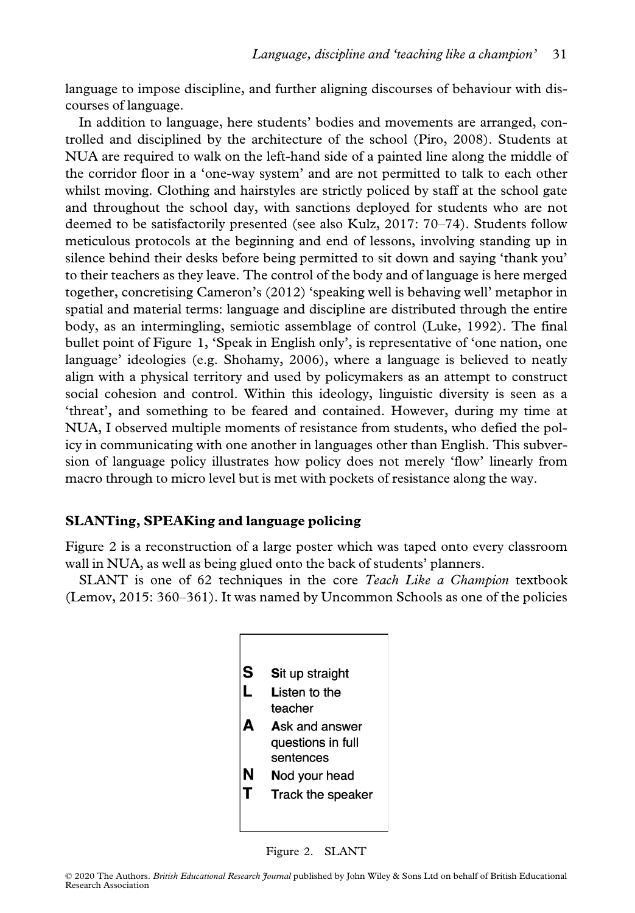language to impose discipline, and further aligning discourses of behaviour with discourses of language.

In addition to language, here students' bodies and movements are arranged, controlled and disciplined by the architecture of the school (Piro, 2008). Students at NUA are required to walk on the left-hand side of a painted line along the middle of the corridor floor in a 'one-way system' and are not permitted to talk to each other whilst moving. Clothing and hairstyles are strictly policed by staff at the school gate and throughout the school day, with sanctions deployed for students who are not deemed to be satisfactorily presented (see also Kulz, 2017: 70–74). Students follow meticulous protocols at the beginning and end of lessons, involving standing up in silence behind their desks before being permitted to sit down and saying 'thank you' to their teachers as they leave. The control of the body and of language is here merged together, concretising Cameron's (2012) 'speaking well is behaving well' metaphor in spatial and material terms: language and discipline are distributed through the entire body, as an intermingling, semiotic assemblage of control (Luke, 1992). The final bullet point of Figure 1, 'Speak in English only', is representative of 'one nation, one language' ideologies (e.g. Shohamy, 2006), where a language is believed to neatly align with a physical territory and used by policymakers as an attempt to construct social cohesion and control. Within this ideology, linguistic diversity is seen as a 'threat', and something to be feared and contained. However, during my time at NUA, I observed multiple moments of resistance from students, who defied the policy in communicating with one another in languages other than English. This subversion of language policy illustrates how policy does not merely 'flow' linearly from macro through to micro level but is met with pockets of resistance along the way.

## SLANTing, SPEAKing and language policing

Figure 2 is a reconstruction of a large poster which was taped onto every classroom wall in NUA, as well as being glued onto the back of students' planners.

SLANT is one of 62 techniques in the core *Teach Like a Champion* textbook (Lemov, 2015: 360–361). It was named by Uncommon Schools as one of the policies

| | |
|---|---|
| **S** | **S**it up straight |
| **L** | **L**isten to the teacher |
| **A** | **A**sk and answer questions in full sentences |
| **N** | **N**od your head |
| **T** | **T**rack the speaker |

Figure 2. SLANT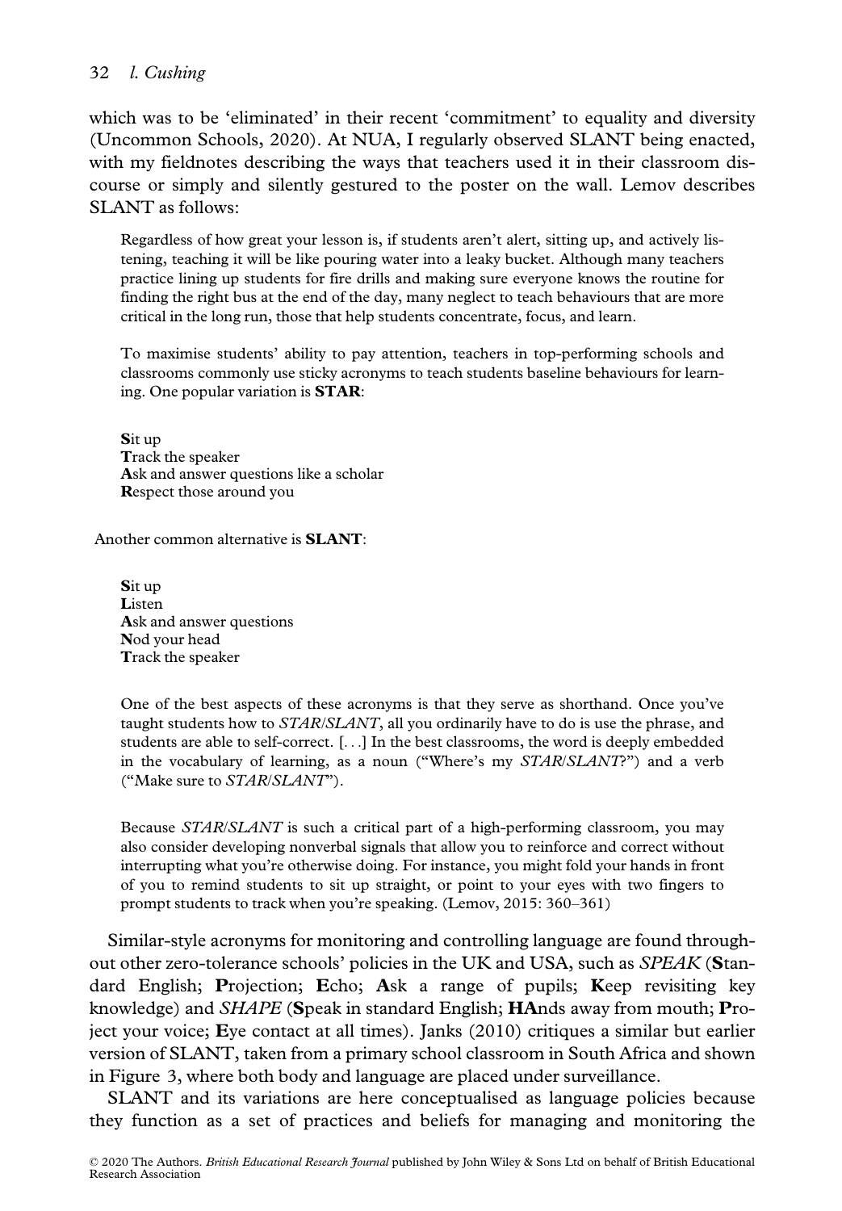which was to be 'eliminated' in their recent 'commitment' to equality and diversity (Uncommon Schools, 2020). At NUA, I regularly observed SLANT being enacted, with my fieldnotes describing the ways that teachers used it in their classroom discourse or simply and silently gestured to the poster on the wall. Lemov describes SLANT as follows:

> Regardless of how great your lesson is, if students aren't alert, sitting up, and actively listening, teaching it will be like pouring water into a leaky bucket. Although many teachers practice lining up students for fire drills and making sure everyone knows the routine for finding the right bus at the end of the day, many neglect to teach behaviours that are more critical in the long run, those that help students concentrate, focus, and learn.
>
> To maximise students' ability to pay attention, teachers in top-performing schools and classrooms commonly use sticky acronyms to teach students baseline behaviours for learning. One popular variation is **STAR**:
>
> **S**it up  
> **T**rack the speaker  
> **A**sk and answer questions like a scholar  
> **R**espect those around you
>
> Another common alternative is **SLANT**:
>
> **S**it up  
> **L**isten  
> **A**sk and answer questions  
> **N**od your head  
> **T**rack the speaker
>
> One of the best aspects of these acronyms is that they serve as shorthand. Once you've taught students how to *STAR/SLANT*, all you ordinarily have to do is use the phrase, and students are able to self-correct. [...] In the best classrooms, the word is deeply embedded in the vocabulary of learning, as a noun ("Where's my *STAR/SLANT*?") and a verb ("Make sure to *STAR/SLANT*").
>
> Because *STAR/SLANT* is such a critical part of a high-performing classroom, you may also consider developing nonverbal signals that allow you to reinforce and correct without interrupting what you're otherwise doing. For instance, you might fold your hands in front of you to remind students to sit up straight, or point to your eyes with two fingers to prompt students to track when you're speaking. (Lemov, 2015: 360–361)

Similar-style acronyms for monitoring and controlling language are found throughout other zero-tolerance schools' policies in the UK and USA, such as *SPEAK* (**S**tandard English; **P**rojection; **E**cho; **A**sk a range of pupils; **K**eep revisiting key knowledge) and *SHAPE* (**S**peak in standard English; **HA**nds away from mouth; **P**roject your voice; **E**ye contact at all times). Janks (2010) critiques a similar but earlier version of SLANT, taken from a primary school classroom in South Africa and shown in Figure 3, where both body and language are placed under surveillance.

SLANT and its variations are here conceptualised as language policies because they function as a set of practices and beliefs for managing and monitoring the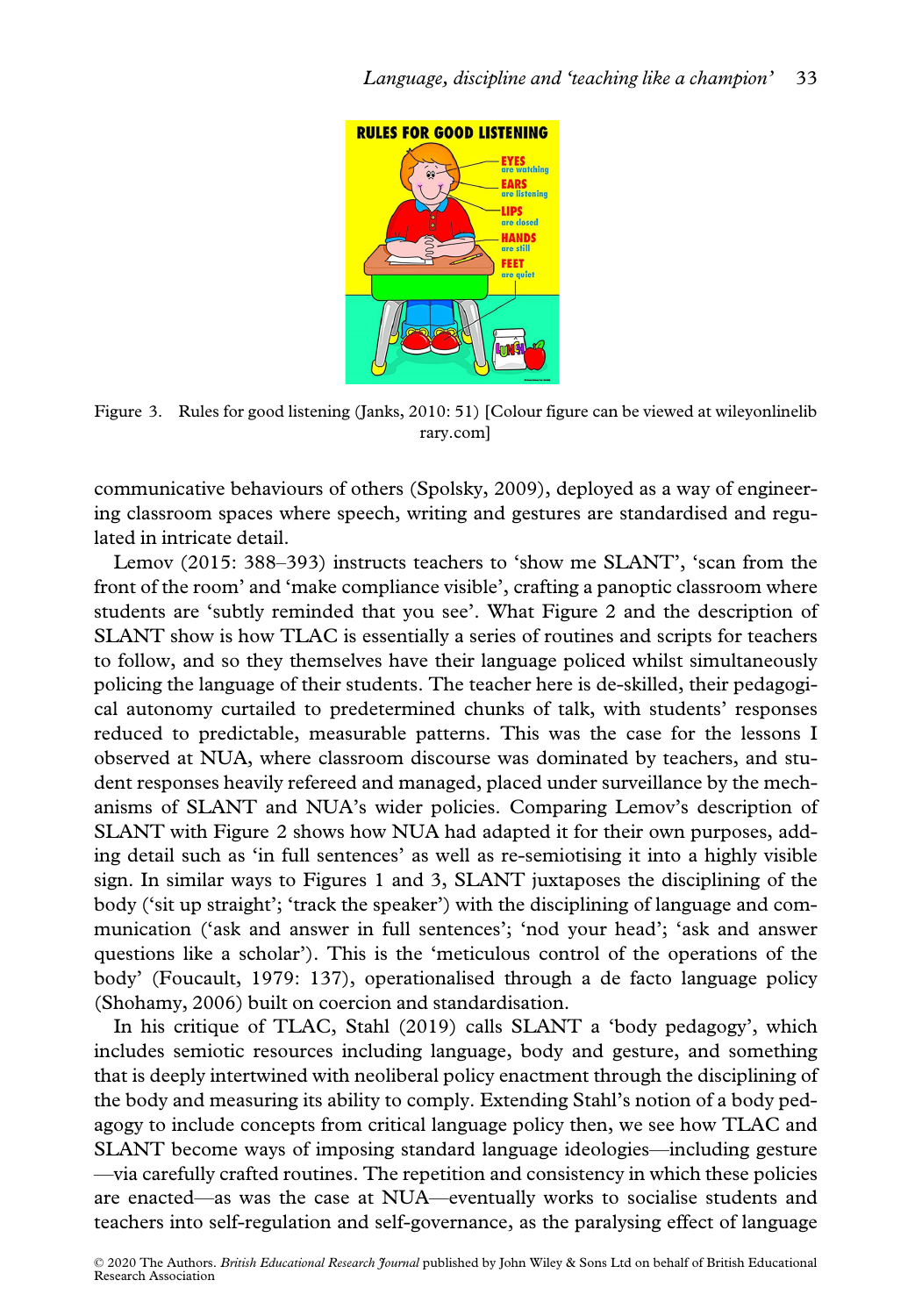Figure 3. Rules for good listening (Janks, 2010: 51) [Colour figure can be viewed at wileyonlinelibrary.com]

communicative behaviours of others (Spolsky, 2009), deployed as a way of engineering classroom spaces where speech, writing and gestures are standardised and regulated in intricate detail.

Lemov (2015: 388–393) instructs teachers to 'show me SLANT', 'scan from the front of the room' and 'make compliance visible', crafting a panoptic classroom where students are 'subtly reminded that you see'. What Figure 2 and the description of SLANT show is how TLAC is essentially a series of routines and scripts for teachers to follow, and so they themselves have their language policed whilst simultaneously policing the language of their students. The teacher here is de-skilled, their pedagogical autonomy curtailed to predetermined chunks of talk, with students' responses reduced to predictable, measurable patterns. This was the case for the lessons I observed at NUA, where classroom discourse was dominated by teachers, and student responses heavily refereed and managed, placed under surveillance by the mechanisms of SLANT and NUA's wider policies. Comparing Lemov's description of SLANT with Figure 2 shows how NUA had adapted it for their own purposes, adding detail such as 'in full sentences' as well as re-semiotising it into a highly visible sign. In similar ways to Figures 1 and 3, SLANT juxtaposes the disciplining of the body ('sit up straight'; 'track the speaker') with the disciplining of language and communication ('ask and answer in full sentences'; 'nod your head'; 'ask and answer questions like a scholar'). This is the 'meticulous control of the operations of the body' (Foucault, 1979: 137), operationalised through a de facto language policy (Shohamy, 2006) built on coercion and standardisation.

In his critique of TLAC, Stahl (2019) calls SLANT a 'body pedagogy', which includes semiotic resources including language, body and gesture, and something that is deeply intertwined with neoliberal policy enactment through the disciplining of the body and measuring its ability to comply. Extending Stahl's notion of a body pedagogy to include concepts from critical language policy then, we see how TLAC and SLANT become ways of imposing standard language ideologies—including gesture—via carefully crafted routines. The repetition and consistency in which these policies are enacted—as was the case at NUA—eventually works to socialise students and teachers into self-regulation and self-governance, as the paralysing effect of language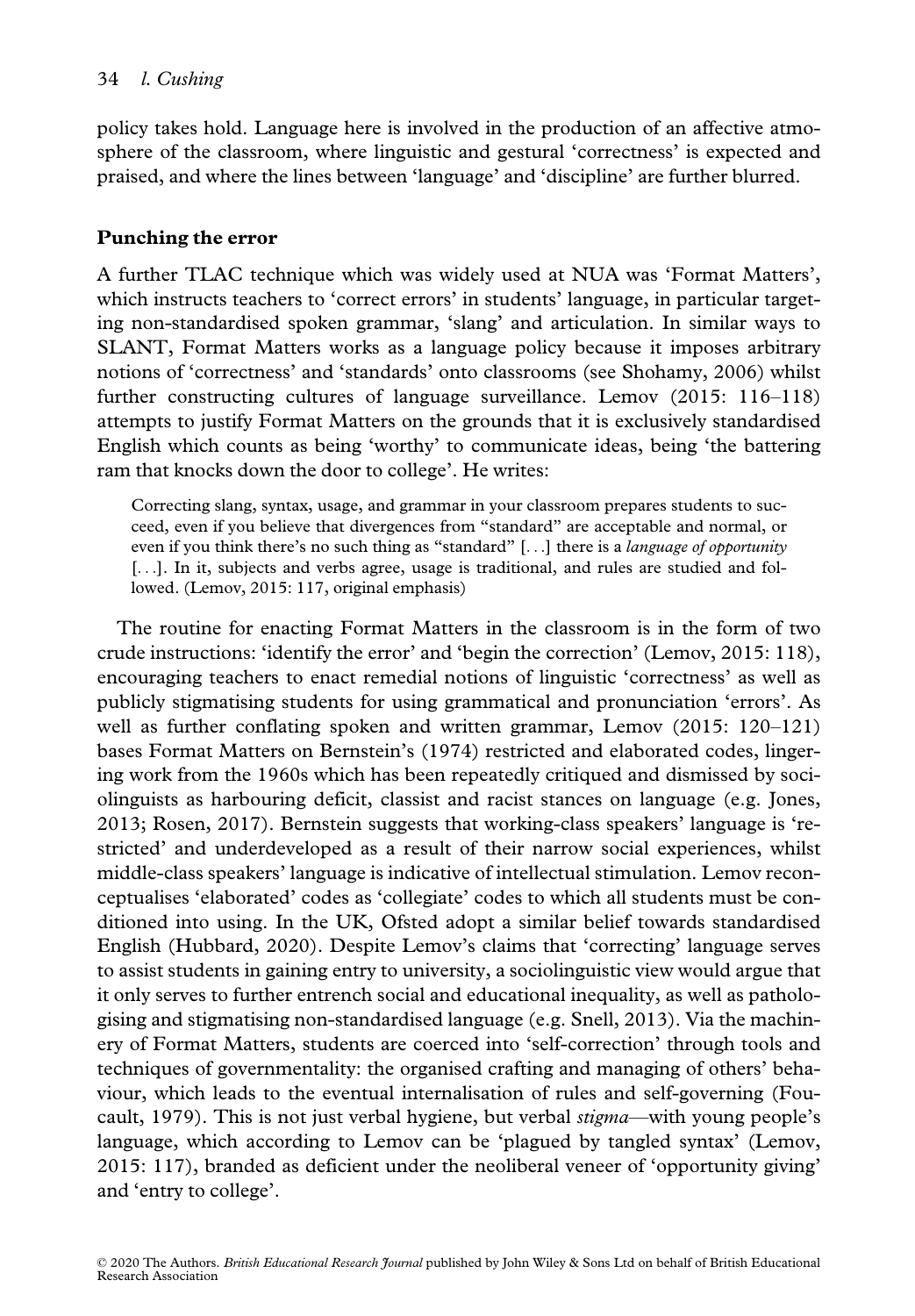policy takes hold. Language here is involved in the production of an affective atmosphere of the classroom, where linguistic and gestural 'correctness' is expected and praised, and where the lines between 'language' and 'discipline' are further blurred.

## Punching the error

A further TLAC technique which was widely used at NUA was 'Format Matters', which instructs teachers to 'correct errors' in students' language, in particular targeting non-standardised spoken grammar, 'slang' and articulation. In similar ways to SLANT, Format Matters works as a language policy because it imposes arbitrary notions of 'correctness' and 'standards' onto classrooms (see Shohamy, 2006) whilst further constructing cultures of language surveillance. Lemov (2015: 116–118) attempts to justify Format Matters on the grounds that it is exclusively standardised English which counts as being 'worthy' to communicate ideas, being 'the battering ram that knocks down the door to college'. He writes:

> Correcting slang, syntax, usage, and grammar in your classroom prepares students to succeed, even if you believe that divergences from "standard" are acceptable and normal, or even if you think there's no such thing as "standard" [. . .] there is a *language of opportunity* [. . .]. In it, subjects and verbs agree, usage is traditional, and rules are studied and followed. (Lemov, 2015: 117, original emphasis)

The routine for enacting Format Matters in the classroom is in the form of two crude instructions: 'identify the error' and 'begin the correction' (Lemov, 2015: 118), encouraging teachers to enact remedial notions of linguistic 'correctness' as well as publicly stigmatising students for using grammatical and pronunciation 'errors'. As well as further conflating spoken and written grammar, Lemov (2015: 120–121) bases Format Matters on Bernstein's (1974) restricted and elaborated codes, lingering work from the 1960s which has been repeatedly critiqued and dismissed by sociolinguists as harbouring deficit, classist and racist stances on language (e.g. Jones, 2013; Rosen, 2017). Bernstein suggests that working-class speakers' language is 'restricted' and underdeveloped as a result of their narrow social experiences, whilst middle-class speakers' language is indicative of intellectual stimulation. Lemov reconceptualises 'elaborated' codes as 'collegiate' codes to which all students must be conditioned into using. In the UK, Ofsted adopt a similar belief towards standardised English (Hubbard, 2020). Despite Lemov's claims that 'correcting' language serves to assist students in gaining entry to university, a sociolinguistic view would argue that it only serves to further entrench social and educational inequality, as well as pathologising and stigmatising non-standardised language (e.g. Snell, 2013). Via the machinery of Format Matters, students are coerced into 'self-correction' through tools and techniques of governmentality: the organised crafting and managing of others' behaviour, which leads to the eventual internalisation of rules and self-governing (Foucault, 1979). This is not just verbal hygiene, but verbal *stigma*—with young people's language, which according to Lemov can be 'plagued by tangled syntax' (Lemov, 2015: 117), branded as deficient under the neoliberal veneer of 'opportunity giving' and 'entry to college'.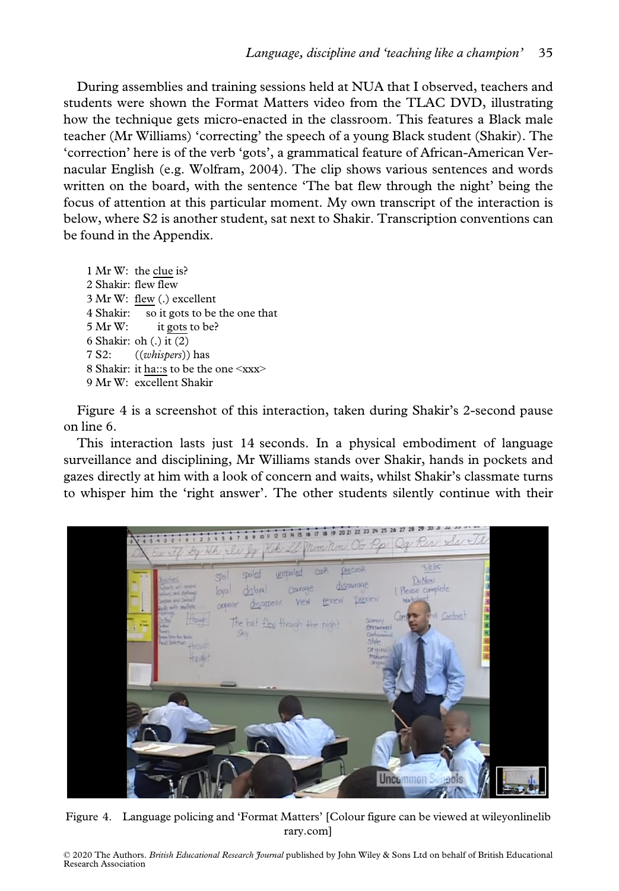During assemblies and training sessions held at NUA that I observed, teachers and students were shown the Format Matters video from the TLAC DVD, illustrating how the technique gets micro-enacted in the classroom. This features a Black male teacher (Mr Williams) 'correcting' the speech of a young Black student (Shakir). The 'correction' here is of the verb 'gots', a grammatical feature of African-American Vernacular English (e.g. Wolfram, 2004). The clip shows various sentences and words written on the board, with the sentence 'The bat flew through the night' being the focus of attention at this particular moment. My own transcript of the interaction is below, where S2 is another student, sat next to Shakir. Transcription conventions can be found in the Appendix.

1 Mr W: the <u>clue</u> is?  
2 Shakir: flew flew  
3 Mr W: <u>flew</u> (.) excellent  
4 Shakir: so it gots to be the one that  
5 Mr W: it <u>gots</u> to be?  
6 Shakir: oh (.) it (2)  
7 S2: ((*whispers*)) has  
8 Shakir: it <u>ha::s</u> to be the one <xxx>  
9 Mr W: excellent Shakir

Figure 4 is a screenshot of this interaction, taken during Shakir's 2-second pause on line 6.

This interaction lasts just 14 seconds. In a physical embodiment of language surveillance and disciplining, Mr Williams stands over Shakir, hands in pockets and gazes directly at him with a look of concern and waits, whilst Shakir's classmate turns to whisper him the 'right answer'. The other students silently continue with their

Figure 4. Language policing and 'Format Matters' [Colour figure can be viewed at wileyonlinelibrary.com]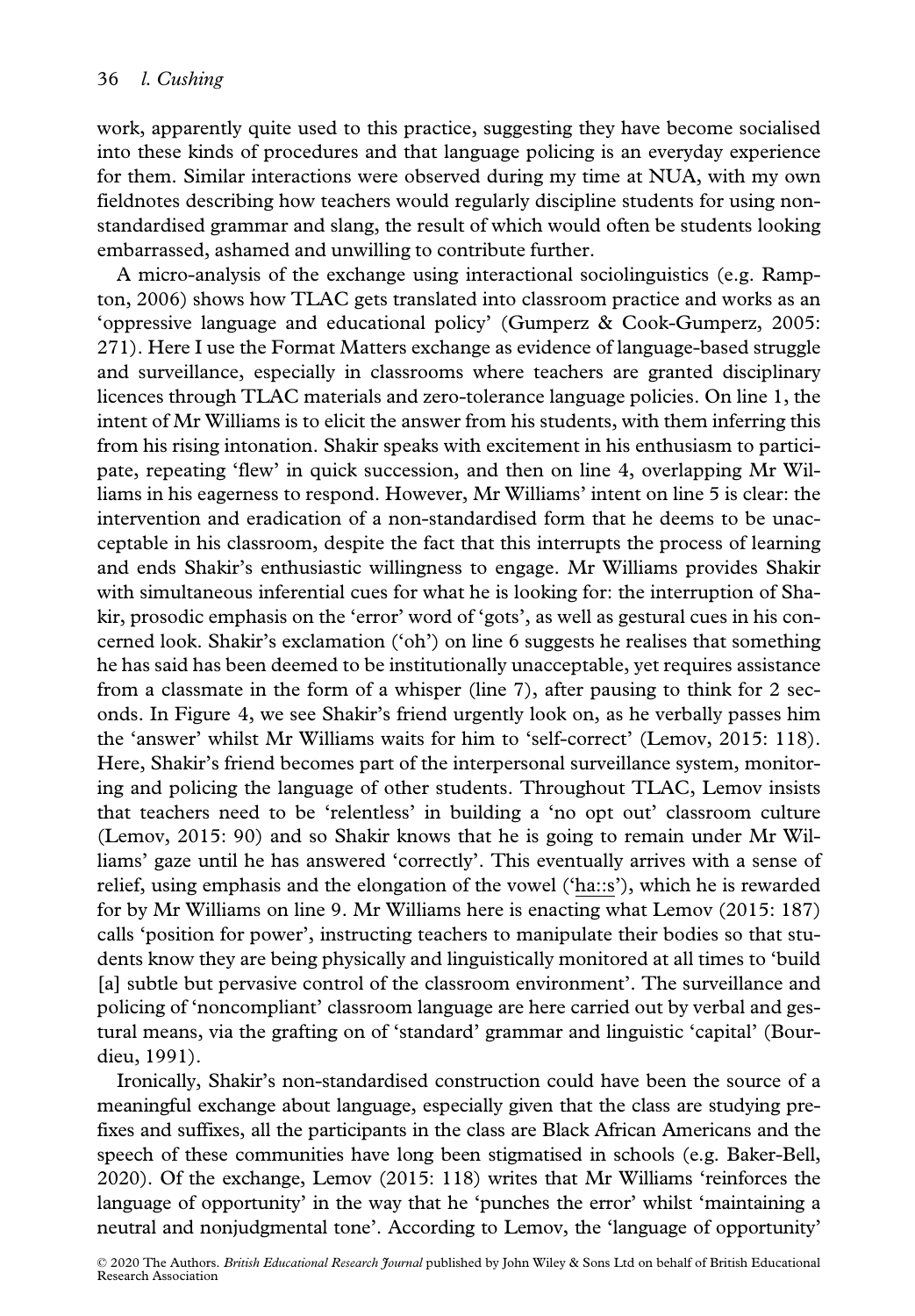work, apparently quite used to this practice, suggesting they have become socialised into these kinds of procedures and that language policing is an everyday experience for them. Similar interactions were observed during my time at NUA, with my own fieldnotes describing how teachers would regularly discipline students for using non-standardised grammar and slang, the result of which would often be students looking embarrassed, ashamed and unwilling to contribute further.

A micro-analysis of the exchange using interactional sociolinguistics (e.g. Rampton, 2006) shows how TLAC gets translated into classroom practice and works as an 'oppressive language and educational policy' (Gumperz & Cook-Gumperz, 2005: 271). Here I use the Format Matters exchange as evidence of language-based struggle and surveillance, especially in classrooms where teachers are granted disciplinary licences through TLAC materials and zero-tolerance language policies. On line 1, the intent of Mr Williams is to elicit the answer from his students, with them inferring this from his rising intonation. Shakir speaks with excitement in his enthusiasm to participate, repeating 'flew' in quick succession, and then on line 4, overlapping Mr Williams in his eagerness to respond. However, Mr Williams' intent on line 5 is clear: the intervention and eradication of a non-standardised form that he deems to be unacceptable in his classroom, despite the fact that this interrupts the process of learning and ends Shakir's enthusiastic willingness to engage. Mr Williams provides Shakir with simultaneous inferential cues for what he is looking for: the interruption of Shakir, prosodic emphasis on the 'error' word of 'gots', as well as gestural cues in his concerned look. Shakir's exclamation ('oh') on line 6 suggests he realises that something he has said has been deemed to be institutionally unacceptable, yet requires assistance from a classmate in the form of a whisper (line 7), after pausing to think for 2 seconds. In Figure 4, we see Shakir's friend urgently look on, as he verbally passes him the 'answer' whilst Mr Williams waits for him to 'self-correct' (Lemov, 2015: 118). Here, Shakir's friend becomes part of the interpersonal surveillance system, monitoring and policing the language of other students. Throughout TLAC, Lemov insists that teachers need to be 'relentless' in building a 'no opt out' classroom culture (Lemov, 2015: 90) and so Shakir knows that he is going to remain under Mr Williams' gaze until he has answered 'correctly'. This eventually arrives with a sense of relief, using emphasis and the elongation of the vowel ('<u>ha::s</u>'), which he is rewarded for by Mr Williams on line 9. Mr Williams here is enacting what Lemov (2015: 187) calls 'position for power', instructing teachers to manipulate their bodies so that students know they are being physically and linguistically monitored at all times to 'build [a] subtle but pervasive control of the classroom environment'. The surveillance and policing of 'noncompliant' classroom language are here carried out by verbal and gestural means, via the grafting on of 'standard' grammar and linguistic 'capital' (Bourdieu, 1991).

Ironically, Shakir's non-standardised construction could have been the source of a meaningful exchange about language, especially given that the class are studying prefixes and suffixes, all the participants in the class are Black African Americans and the speech of these communities have long been stigmatised in schools (e.g. Baker-Bell, 2020). Of the exchange, Lemov (2015: 118) writes that Mr Williams 'reinforces the language of opportunity' in the way that he 'punches the error' whilst 'maintaining a neutral and nonjudgmental tone'. According to Lemov, the 'language of opportunity'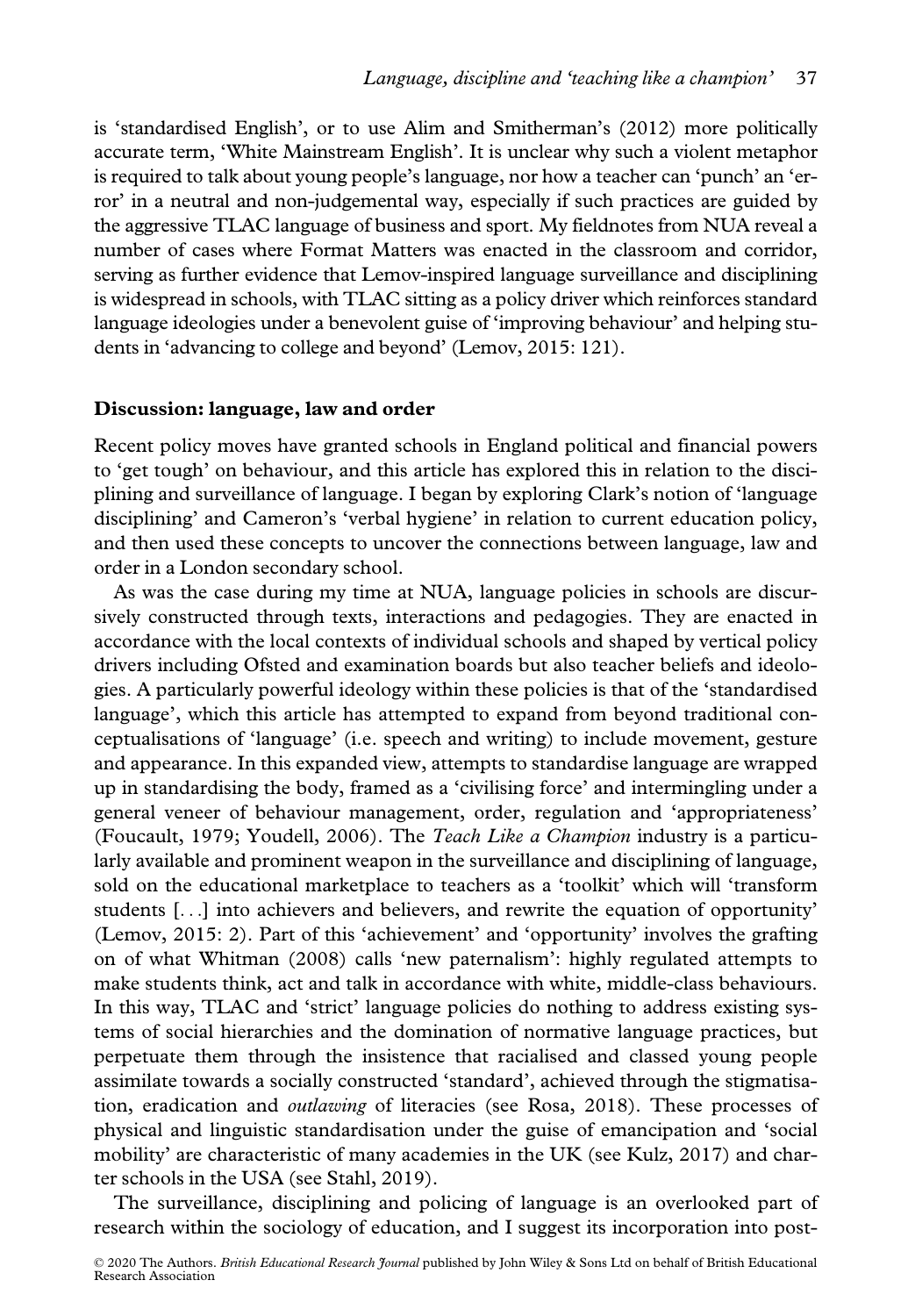is 'standardised English', or to use Alim and Smitherman's (2012) more politically accurate term, 'White Mainstream English'. It is unclear why such a violent metaphor is required to talk about young people's language, nor how a teacher can 'punch' an 'error' in a neutral and non-judgemental way, especially if such practices are guided by the aggressive TLAC language of business and sport. My fieldnotes from NUA reveal a number of cases where Format Matters was enacted in the classroom and corridor, serving as further evidence that Lemov-inspired language surveillance and disciplining is widespread in schools, with TLAC sitting as a policy driver which reinforces standard language ideologies under a benevolent guise of 'improving behaviour' and helping students in 'advancing to college and beyond' (Lemov, 2015: 121).

## Discussion: language, law and order

Recent policy moves have granted schools in England political and financial powers to 'get tough' on behaviour, and this article has explored this in relation to the disciplining and surveillance of language. I began by exploring Clark's notion of 'language disciplining' and Cameron's 'verbal hygiene' in relation to current education policy, and then used these concepts to uncover the connections between language, law and order in a London secondary school.

As was the case during my time at NUA, language policies in schools are discursively constructed through texts, interactions and pedagogies. They are enacted in accordance with the local contexts of individual schools and shaped by vertical policy drivers including Ofsted and examination boards but also teacher beliefs and ideologies. A particularly powerful ideology within these policies is that of the 'standardised language', which this article has attempted to expand from beyond traditional conceptualisations of 'language' (i.e. speech and writing) to include movement, gesture and appearance. In this expanded view, attempts to standardise language are wrapped up in standardising the body, framed as a 'civilising force' and intermingling under a general veneer of behaviour management, order, regulation and 'appropriateness' (Foucault, 1979; Youdell, 2006). The *Teach Like a Champion* industry is a particularly available and prominent weapon in the surveillance and disciplining of language, sold on the educational marketplace to teachers as a 'toolkit' which will 'transform students [...] into achievers and believers, and rewrite the equation of opportunity' (Lemov, 2015: 2). Part of this 'achievement' and 'opportunity' involves the grafting on of what Whitman (2008) calls 'new paternalism': highly regulated attempts to make students think, act and talk in accordance with white, middle-class behaviours. In this way, TLAC and 'strict' language policies do nothing to address existing systems of social hierarchies and the domination of normative language practices, but perpetuate them through the insistence that racialised and classed young people assimilate towards a socially constructed 'standard', achieved through the stigmatisation, eradication and *outlawing* of literacies (see Rosa, 2018). These processes of physical and linguistic standardisation under the guise of emancipation and 'social mobility' are characteristic of many academies in the UK (see Kulz, 2017) and charter schools in the USA (see Stahl, 2019).

The surveillance, disciplining and policing of language is an overlooked part of research within the sociology of education, and I suggest its incorporation into post-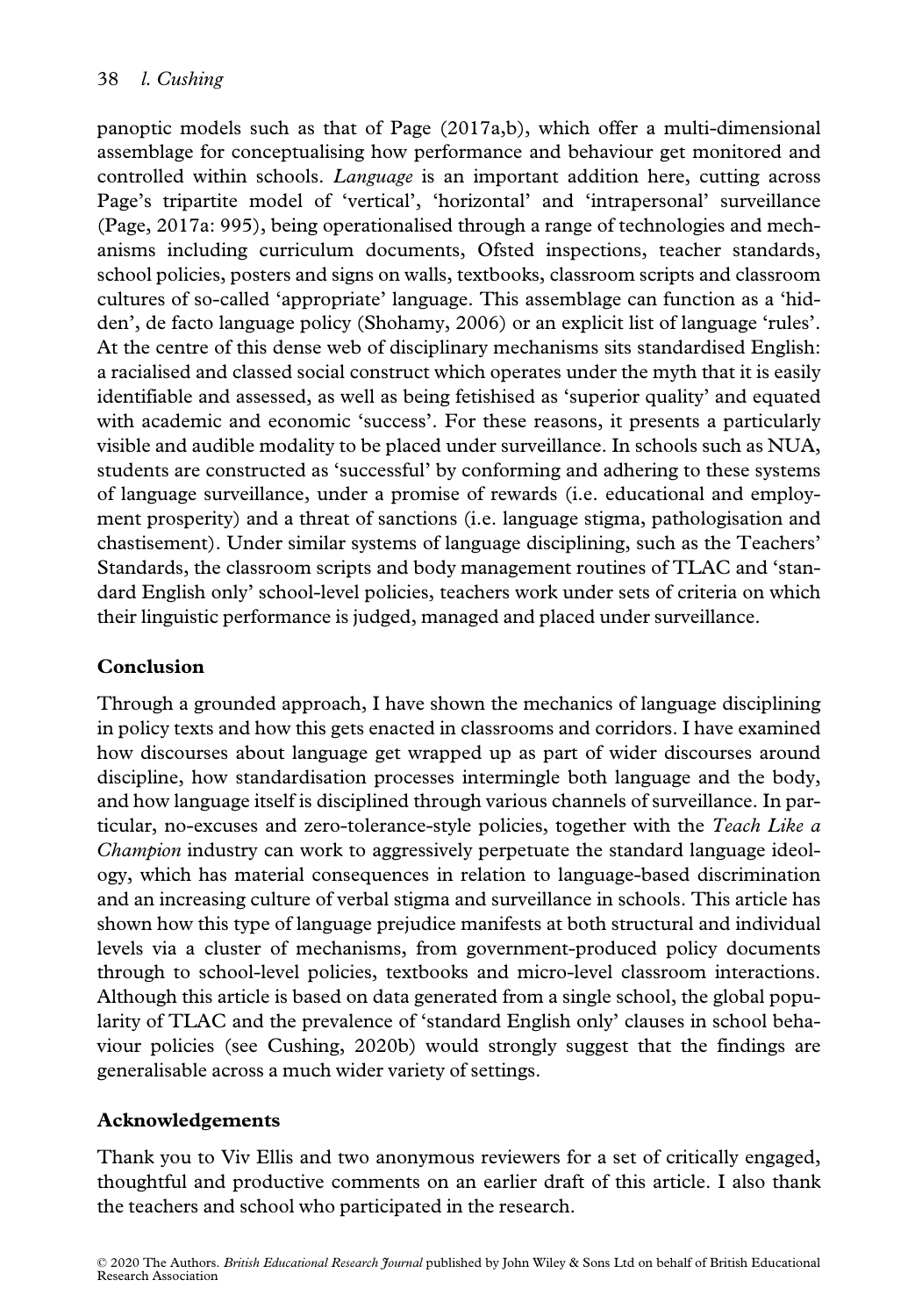panoptic models such as that of Page (2017a,b), which offer a multi-dimensional assemblage for conceptualising how performance and behaviour get monitored and controlled within schools. *Language* is an important addition here, cutting across Page's tripartite model of 'vertical', 'horizontal' and 'intrapersonal' surveillance (Page, 2017a: 995), being operationalised through a range of technologies and mechanisms including curriculum documents, Ofsted inspections, teacher standards, school policies, posters and signs on walls, textbooks, classroom scripts and classroom cultures of so-called 'appropriate' language. This assemblage can function as a 'hidden', de facto language policy (Shohamy, 2006) or an explicit list of language 'rules'. At the centre of this dense web of disciplinary mechanisms sits standardised English: a racialised and classed social construct which operates under the myth that it is easily identifiable and assessed, as well as being fetishised as 'superior quality' and equated with academic and economic 'success'. For these reasons, it presents a particularly visible and audible modality to be placed under surveillance. In schools such as NUA, students are constructed as 'successful' by conforming and adhering to these systems of language surveillance, under a promise of rewards (i.e. educational and employment prosperity) and a threat of sanctions (i.e. language stigma, pathologisation and chastisement). Under similar systems of language disciplining, such as the Teachers' Standards, the classroom scripts and body management routines of TLAC and 'standard English only' school-level policies, teachers work under sets of criteria on which their linguistic performance is judged, managed and placed under surveillance.

## Conclusion

Through a grounded approach, I have shown the mechanics of language disciplining in policy texts and how this gets enacted in classrooms and corridors. I have examined how discourses about language get wrapped up as part of wider discourses around discipline, how standardisation processes intermingle both language and the body, and how language itself is disciplined through various channels of surveillance. In particular, no-excuses and zero-tolerance-style policies, together with the *Teach Like a Champion* industry can work to aggressively perpetuate the standard language ideology, which has material consequences in relation to language-based discrimination and an increasing culture of verbal stigma and surveillance in schools. This article has shown how this type of language prejudice manifests at both structural and individual levels via a cluster of mechanisms, from government-produced policy documents through to school-level policies, textbooks and micro-level classroom interactions. Although this article is based on data generated from a single school, the global popularity of TLAC and the prevalence of 'standard English only' clauses in school behaviour policies (see Cushing, 2020b) would strongly suggest that the findings are generalisable across a much wider variety of settings.

## Acknowledgements

Thank you to Viv Ellis and two anonymous reviewers for a set of critically engaged, thoughtful and productive comments on an earlier draft of this article. I also thank the teachers and school who participated in the research.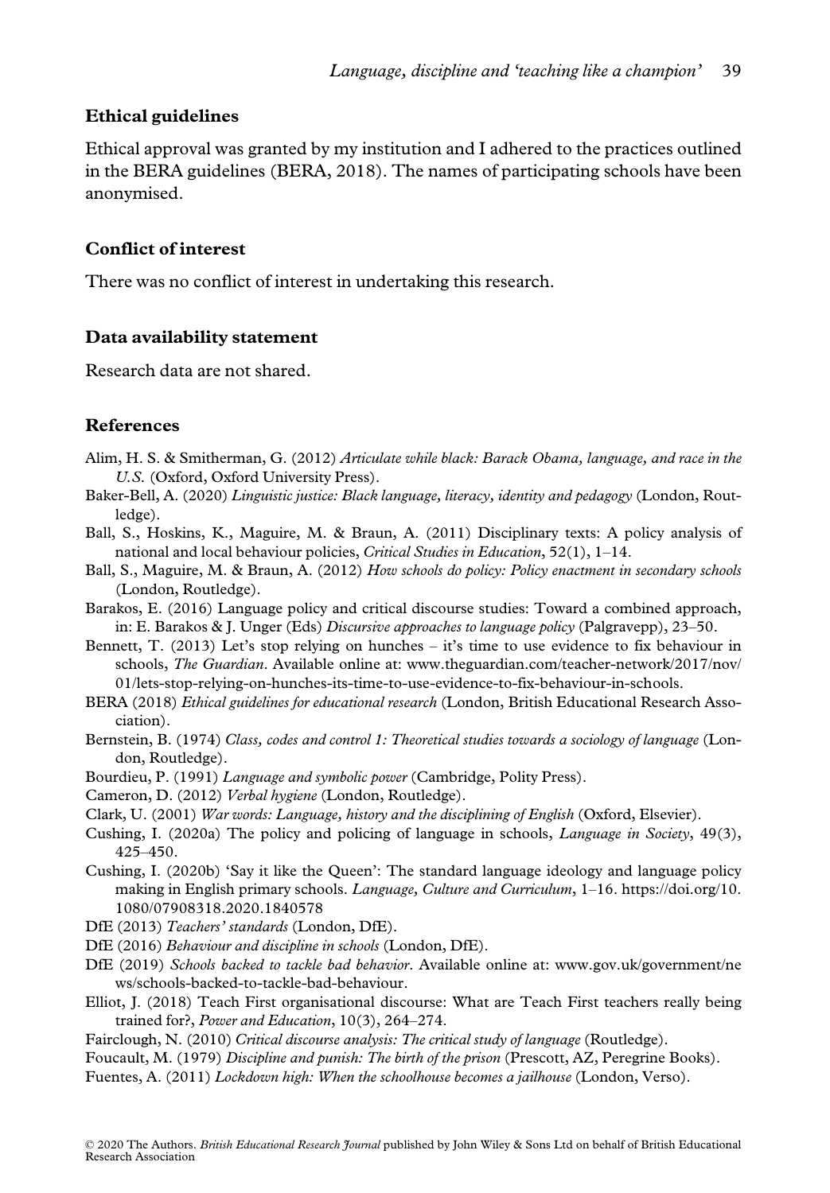## Ethical guidelines

Ethical approval was granted by my institution and I adhered to the practices outlined in the BERA guidelines (BERA, 2018). The names of participating schools have been anonymised.

## Conflict of interest

There was no conflict of interest in undertaking this research.

## Data availability statement

Research data are not shared.

## References

Alim, H. S. & Smitherman, G. (2012) *Articulate while black: Barack Obama, language, and race in the U.S.* (Oxford, Oxford University Press).

Baker-Bell, A. (2020) *Linguistic justice: Black language, literacy, identity and pedagogy* (London, Routledge).

Ball, S., Hoskins, K., Maguire, M. & Braun, A. (2011) Disciplinary texts: A policy analysis of national and local behaviour policies, *Critical Studies in Education*, 52(1), 1–14.

Ball, S., Maguire, M. & Braun, A. (2012) *How schools do policy: Policy enactment in secondary schools* (London, Routledge).

Barakos, E. (2016) Language policy and critical discourse studies: Toward a combined approach, in: E. Barakos & J. Unger (Eds) *Discursive approaches to language policy* (Palgravepp), 23–50.

Bennett, T. (2013) Let's stop relying on hunches – it's time to use evidence to fix behaviour in schools, *The Guardian*. Available online at: www.theguardian.com/teacher-network/2017/nov/01/lets-stop-relying-on-hunches-its-time-to-use-evidence-to-fix-behaviour-in-schools.

BERA (2018) *Ethical guidelines for educational research* (London, British Educational Research Association).

Bernstein, B. (1974) *Class, codes and control 1: Theoretical studies towards a sociology of language* (London, Routledge).

Bourdieu, P. (1991) *Language and symbolic power* (Cambridge, Polity Press).

Cameron, D. (2012) *Verbal hygiene* (London, Routledge).

Clark, U. (2001) *War words: Language, history and the disciplining of English* (Oxford, Elsevier).

Cushing, I. (2020a) The policy and policing of language in schools, *Language in Society*, 49(3), 425–450.

Cushing, I. (2020b) 'Say it like the Queen': The standard language ideology and language policy making in English primary schools. *Language, Culture and Curriculum*, 1–16. https://doi.org/10.1080/07908318.2020.1840578

DfE (2013) *Teachers' standards* (London, DfE).

DfE (2016) *Behaviour and discipline in schools* (London, DfE).

DfE (2019) *Schools backed to tackle bad behavior*. Available online at: www.gov.uk/government/news/schools-backed-to-tackle-bad-behaviour.

Elliot, J. (2018) Teach First organisational discourse: What are Teach First teachers really being trained for?, *Power and Education*, 10(3), 264–274.

Fairclough, N. (2010) *Critical discourse analysis: The critical study of language* (Routledge).

Foucault, M. (1979) *Discipline and punish: The birth of the prison* (Prescott, AZ, Peregrine Books).

Fuentes, A. (2011) *Lockdown high: When the schoolhouse becomes a jailhouse* (London, Verso).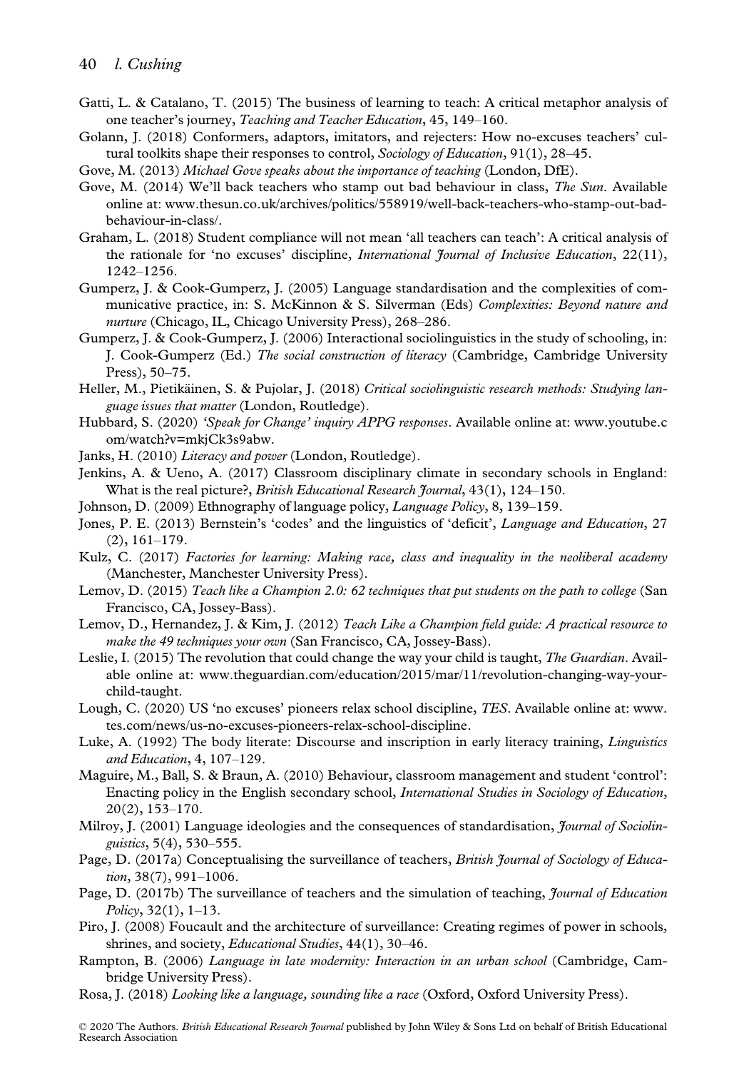Gatti, L. & Catalano, T. (2015) The business of learning to teach: A critical metaphor analysis of one teacher's journey, *Teaching and Teacher Education*, 45, 149–160.

Golann, J. (2018) Conformers, adaptors, imitators, and rejecters: How no-excuses teachers' cultural toolkits shape their responses to control, *Sociology of Education*, 91(1), 28–45.

Gove, M. (2013) *Michael Gove speaks about the importance of teaching* (London, DfE).

Gove, M. (2014) We'll back teachers who stamp out bad behaviour in class, *The Sun*. Available online at: www.thesun.co.uk/archives/politics/558919/well-back-teachers-who-stamp-out-bad-behaviour-in-class/.

Graham, L. (2018) Student compliance will not mean 'all teachers can teach': A critical analysis of the rationale for 'no excuses' discipline, *International Journal of Inclusive Education*, 22(11), 1242–1256.

Gumperz, J. & Cook-Gumperz, J. (2005) Language standardisation and the complexities of communicative practice, in: S. McKinnon & S. Silverman (Eds) *Complexities: Beyond nature and nurture* (Chicago, IL, Chicago University Press), 268–286.

Gumperz, J. & Cook-Gumperz, J. (2006) Interactional sociolinguistics in the study of schooling, in: J. Cook-Gumperz (Ed.) *The social construction of literacy* (Cambridge, Cambridge University Press), 50–75.

Heller, M., Pietikäinen, S. & Pujolar, J. (2018) *Critical sociolinguistic research methods: Studying language issues that matter* (London, Routledge).

Hubbard, S. (2020) *'Speak for Change' inquiry APPG responses*. Available online at: www.youtube.com/watch?v=mkjCk3s9abw.

Janks, H. (2010) *Literacy and power* (London, Routledge).

Jenkins, A. & Ueno, A. (2017) Classroom disciplinary climate in secondary schools in England: What is the real picture?, *British Educational Research Journal*, 43(1), 124–150.

Johnson, D. (2009) Ethnography of language policy, *Language Policy*, 8, 139–159.

Jones, P. E. (2013) Bernstein's 'codes' and the linguistics of 'deficit', *Language and Education*, 27 (2), 161–179.

Kulz, C. (2017) *Factories for learning: Making race, class and inequality in the neoliberal academy* (Manchester, Manchester University Press).

Lemov, D. (2015) *Teach like a Champion 2.0: 62 techniques that put students on the path to college* (San Francisco, CA, Jossey-Bass).

Lemov, D., Hernandez, J. & Kim, J. (2012) *Teach Like a Champion field guide: A practical resource to make the 49 techniques your own* (San Francisco, CA, Jossey-Bass).

Leslie, I. (2015) The revolution that could change the way your child is taught, *The Guardian*. Available online at: www.theguardian.com/education/2015/mar/11/revolution-changing-way-your-child-taught.

Lough, C. (2020) US 'no excuses' pioneers relax school discipline, *TES*. Available online at: www.tes.com/news/us-no-excuses-pioneers-relax-school-discipline.

Luke, A. (1992) The body literate: Discourse and inscription in early literacy training, *Linguistics and Education*, 4, 107–129.

Maguire, M., Ball, S. & Braun, A. (2010) Behaviour, classroom management and student 'control': Enacting policy in the English secondary school, *International Studies in Sociology of Education*, 20(2), 153–170.

Milroy, J. (2001) Language ideologies and the consequences of standardisation, *Journal of Sociolinguistics*, 5(4), 530–555.

Page, D. (2017a) Conceptualising the surveillance of teachers, *British Journal of Sociology of Education*, 38(7), 991–1006.

Page, D. (2017b) The surveillance of teachers and the simulation of teaching, *Journal of Education Policy*, 32(1), 1–13.

Piro, J. (2008) Foucault and the architecture of surveillance: Creating regimes of power in schools, shrines, and society, *Educational Studies*, 44(1), 30–46.

Rampton, B. (2006) *Language in late modernity: Interaction in an urban school* (Cambridge, Cambridge University Press).

Rosa, J. (2018) *Looking like a language, sounding like a race* (Oxford, Oxford University Press).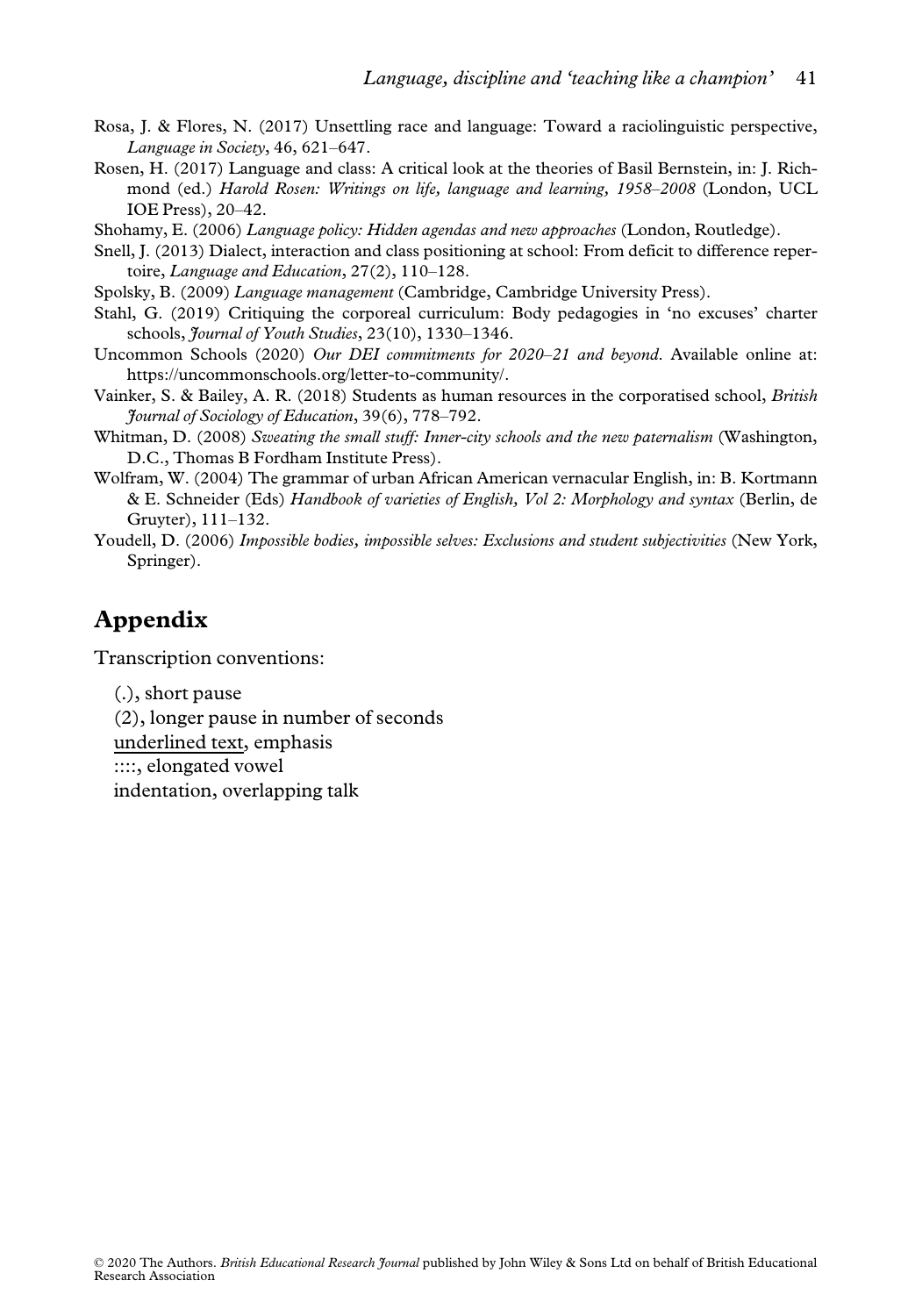Rosa, J. & Flores, N. (2017) Unsettling race and language: Toward a raciolinguistic perspective, *Language in Society*, 46, 621–647.

Rosen, H. (2017) Language and class: A critical look at the theories of Basil Bernstein, in: J. Richmond (ed.) *Harold Rosen: Writings on life, language and learning, 1958–2008* (London, UCL IOE Press), 20–42.

Shohamy, E. (2006) *Language policy: Hidden agendas and new approaches* (London, Routledge).

Snell, J. (2013) Dialect, interaction and class positioning at school: From deficit to difference repertoire, *Language and Education*, 27(2), 110–128.

Spolsky, B. (2009) *Language management* (Cambridge, Cambridge University Press).

Stahl, G. (2019) Critiquing the corporeal curriculum: Body pedagogies in 'no excuses' charter schools, *Journal of Youth Studies*, 23(10), 1330–1346.

Uncommon Schools (2020) *Our DEI commitments for 2020–21 and beyond*. Available online at: https://uncommonschools.org/letter-to-community/.

Vainker, S. & Bailey, A. R. (2018) Students as human resources in the corporatised school, *British Journal of Sociology of Education*, 39(6), 778–792.

Whitman, D. (2008) *Sweating the small stuff: Inner-city schools and the new paternalism* (Washington, D.C., Thomas B Fordham Institute Press).

Wolfram, W. (2004) The grammar of urban African American vernacular English, in: B. Kortmann & E. Schneider (Eds) *Handbook of varieties of English, Vol 2: Morphology and syntax* (Berlin, de Gruyter), 111–132.

Youdell, D. (2006) *Impossible bodies, impossible selves: Exclusions and student subjectivities* (New York, Springer).

## Appendix

Transcription conventions:

(.), short pause
(2), longer pause in number of seconds
<u>underlined text</u>, emphasis
::::, elongated vowel
indentation, overlapping talk